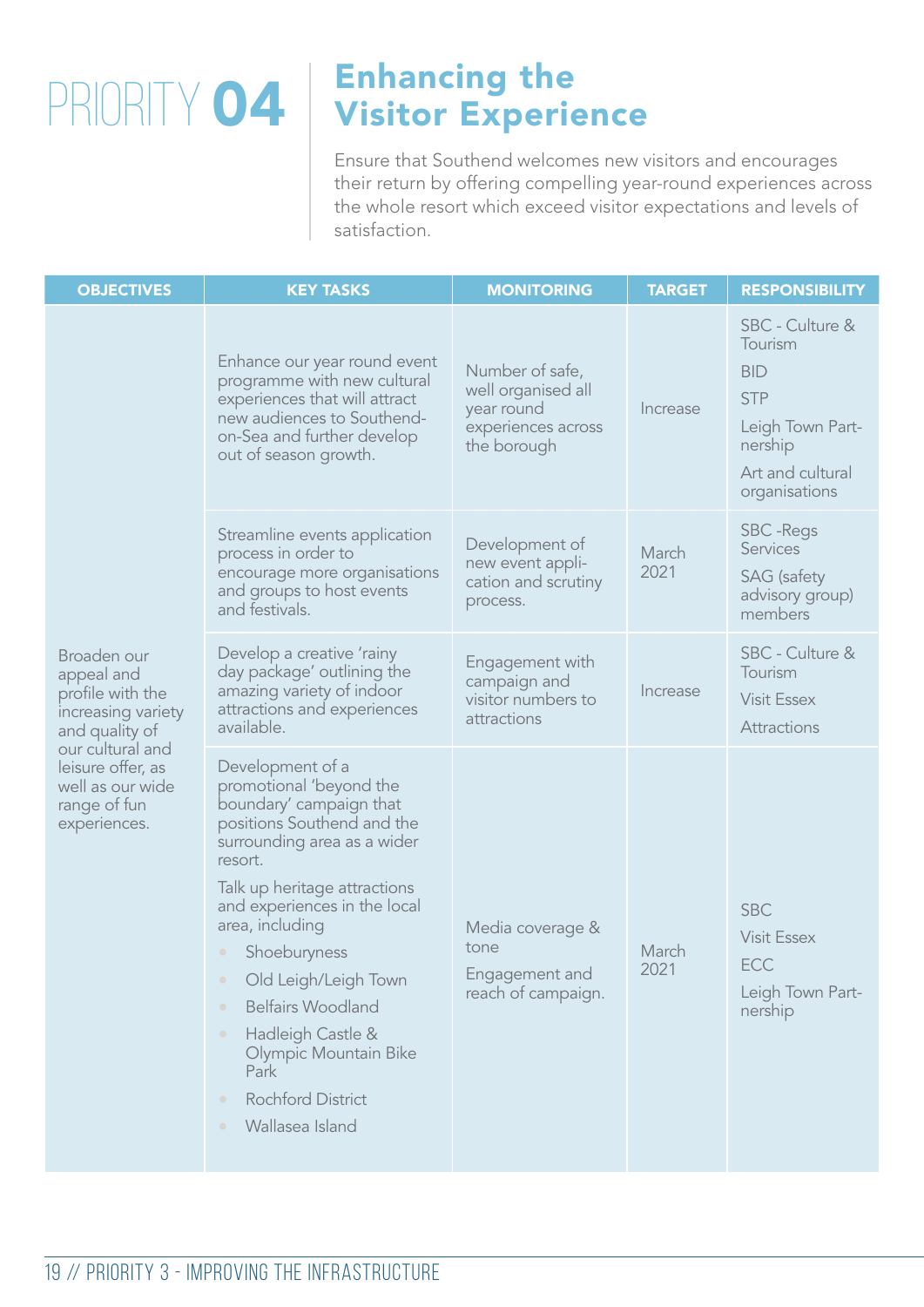# PRIORITY 04 Enhancing the Visitor Experience

Ensure that Southend welcomes new visitors and encourages their return by offering compelling year-round experiences across the whole resort which exceed visitor expectations and levels of satisfaction.

| OBJECTIVES | KEY TASKS | MONITORING | TARGET | RESPONSIBILITY |
|---|---|---|---|---|
| Broaden our appeal and profile with the increasing variety and quality of our cultural and leisure offer, as well as our wide range of fun experiences. | Enhance our year round event programme with new cultural experiences that will attract new audiences to Southend-on-Sea and further develop out of season growth. | Number of safe, well organised all year round experiences across the borough | Increase | SBC - Culture & Tourism<br>BID<br>STP<br>Leigh Town Partnership<br>Art and cultural organisations |
| | Streamline events application process in order to encourage more organisations and groups to host events and festivals. | Development of new event application and scrutiny process. | March 2021 | SBC -Regs Services<br>SAG (safety advisory group) members |
| | Develop a creative 'rainy day package' outlining the amazing variety of indoor attractions and experiences available. | Engagement with campaign and visitor numbers to attractions | Increase | SBC - Culture & Tourism<br>Visit Essex<br>Attractions |
| | Development of a promotional 'beyond the boundary' campaign that positions Southend and the surrounding area as a wider resort.<br>Talk up heritage attractions and experiences in the local area, including<br>• Shoeburyness<br>• Old Leigh/Leigh Town<br>• Belfairs Woodland<br>• Hadleigh Castle & Olympic Mountain Bike Park<br>• Rochford District<br>• Wallasea Island | Media coverage & tone<br>Engagement and reach of campaign. | March 2021 | SBC<br>Visit Essex<br>ECC<br>Leigh Town Partnership |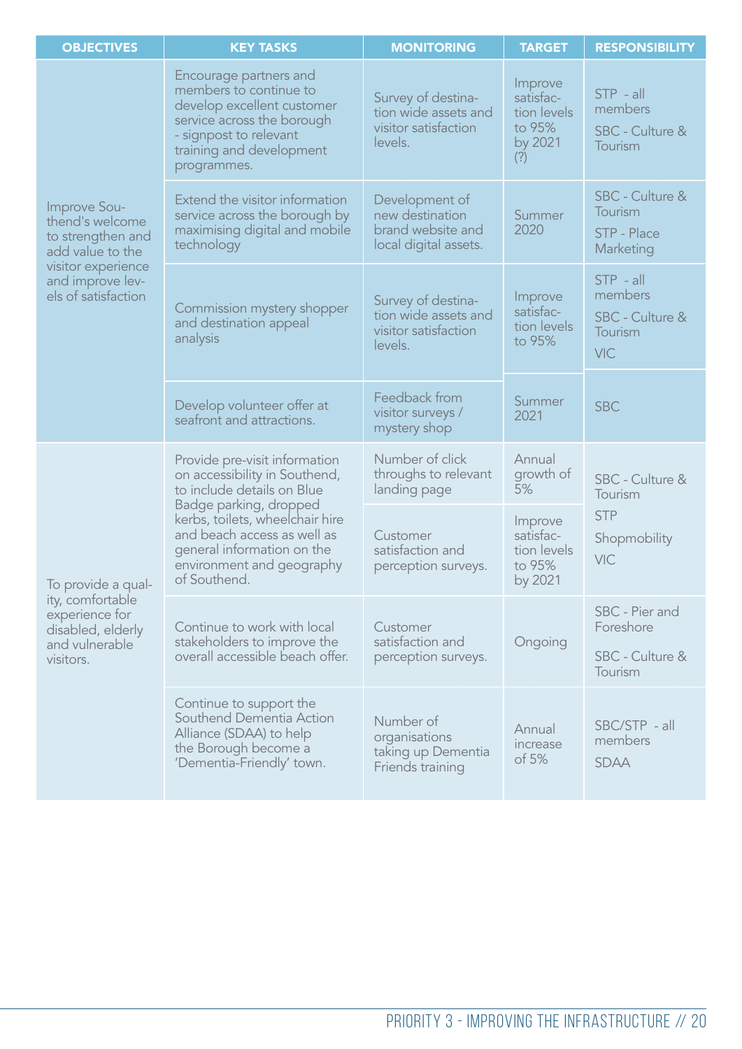| OBJECTIVES | KEY TASKS | MONITORING | TARGET | RESPONSIBILITY |
|---|---|---|---|---|
| Improve Southend's welcome to strengthen and add value to the visitor experience and improve levels of satisfaction | Encourage partners and members to continue to develop excellent customer service across the borough - signpost to relevant training and development programmes. | Survey of destination wide assets and visitor satisfaction levels. | Improve satisfaction levels to 95% by 2021 (?) | STP - all members<br>SBC - Culture & Tourism |
| | Extend the visitor information service across the borough by maximising digital and mobile technology | Development of new destination brand website and local digital assets. | Summer 2020 | SBC - Culture & Tourism<br>STP - Place Marketing |
| | Commission mystery shopper and destination appeal analysis | Survey of destination wide assets and visitor satisfaction levels. | Improve satisfaction levels to 95% | STP - all members<br>SBC - Culture & Tourism<br>VIC |
| | Develop volunteer offer at seafront and attractions. | Feedback from visitor surveys / mystery shop | Summer 2021 | SBC |
| To provide a quality, comfortable experience for disabled, elderly and vulnerable visitors. | Provide pre-visit information on accessibility in Southend, to include details on Blue Badge parking, dropped kerbs, toilets, wheelchair hire and beach access as well as general information on the environment and geography of Southend. | Number of click throughs to relevant landing page | Annual growth of 5% | SBC - Culture & Tourism<br>STP<br>Shopmobility<br>VIC |
| | | Customer satisfaction and perception surveys. | Improve satisfaction levels to 95% by 2021 | |
| | Continue to work with local stakeholders to improve the overall accessible beach offer. | Customer satisfaction and perception surveys. | Ongoing | SBC - Pier and Foreshore<br>SBC - Culture & Tourism |
| | Continue to support the Southend Dementia Action Alliance (SDAA) to help the Borough become a 'Dementia-Friendly' town. | Number of organisations taking up Dementia Friends training | Annual increase of 5% | SBC/STP - all members<br>SDAA |